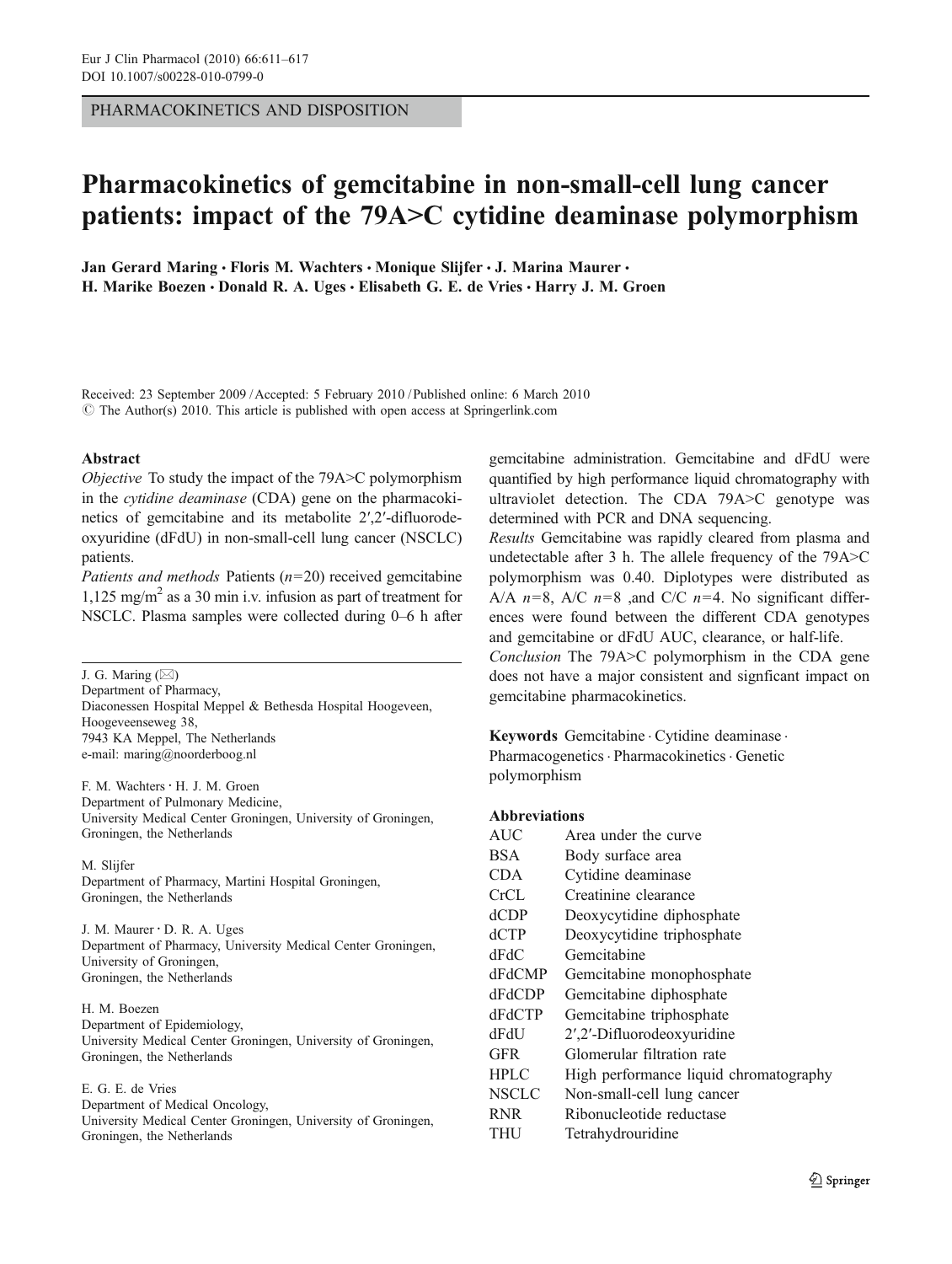PHARMACOKINETICS AND DISPOSITION

# Pharmacokinetics of gemcitabine in non-small-cell lung cancer patients: impact of the 79A>C cytidine deaminase polymorphism

Jan Gerard Maring · Floris M. Wachters · Monique Slijfer · J. Marina Maurer · H. Marike Boezen · Donald R. A. Uges · Elisabeth G. E. de Vries · Harry J. M. Groen

Received: 23 September 2009 / Accepted: 5 February 2010 / Published online: 6 March 2010
© The Author(s) 2010. This article is published with open access at Springerlink.com

## Abstract

*Objective* To study the impact of the 79A>C polymorphism in the *cytidine deaminase* (CDA) gene on the pharmacokinetics of gemcitabine and its metabolite 2′,2′-difluorodeoxyuridine (dFdU) in non-small-cell lung cancer (NSCLC) patients.

*Patients and methods* Patients ($n=20$) received gemcitabine 1,125 mg/m$^2$ as a 30 min i.v. infusion as part of treatment for NSCLC. Plasma samples were collected during 0–6 h after gemcitabine administration. Gemcitabine and dFdU were quantified by high performance liquid chromatography with ultraviolet detection. The CDA 79A>C genotype was determined with PCR and DNA sequencing.

*Results* Gemcitabine was rapidly cleared from plasma and undetectable after 3 h. The allele frequency of the 79A>C polymorphism was 0.40. Diplotypes were distributed as A/A $n=8$, A/C $n=8$ ,and C/C $n=4$. No significant differences were found between the different CDA genotypes and gemcitabine or dFdU AUC, clearance, or half-life.

*Conclusion* The 79A>C polymorphism in the CDA gene does not have a major consistent and signficant impact on gemcitabine pharmacokinetics.

**Keywords** Gemcitabine · Cytidine deaminase · Pharmacogenetics · Pharmacokinetics · Genetic polymorphism

**Abbreviations**

| | |
|---|---|
| AUC | Area under the curve |
| BSA | Body surface area |
| CDA | Cytidine deaminase |
| CrCL | Creatinine clearance |
| dCDP | Deoxycytidine diphosphate |
| dCTP | Deoxycytidine triphosphate |
| dFdC | Gemcitabine |
| dFdCMP | Gemcitabine monophosphate |
| dFdCDP | Gemcitabine diphosphate |
| dFdCTP | Gemcitabine triphosphate |
| dFdU | 2′,2′-Difluorodeoxyuridine |
| GFR | Glomerular filtration rate |
| HPLC | High performance liquid chromatography |
| NSCLC | Non-small-cell lung cancer |
| RNR | Ribonucleotide reductase |
| THU | Tetrahydrouridine |

J. G. Maring (✉)
Department of Pharmacy,
Diaconessen Hospital Meppel & Bethesda Hospital Hoogeveen,
Hoogeveenseweg 38,
7943 KA Meppel, The Netherlands
e-mail: maring@noorderboog.nl

F. M. Wachters · H. J. M. Groen
Department of Pulmonary Medicine,
University Medical Center Groningen, University of Groningen,
Groningen, the Netherlands

M. Slijfer
Department of Pharmacy, Martini Hospital Groningen,
Groningen, the Netherlands

J. M. Maurer · D. R. A. Uges
Department of Pharmacy, University Medical Center Groningen,
University of Groningen,
Groningen, the Netherlands

H. M. Boezen
Department of Epidemiology,
University Medical Center Groningen, University of Groningen,
Groningen, the Netherlands

E. G. E. de Vries
Department of Medical Oncology,
University Medical Center Groningen, University of Groningen,
Groningen, the Netherlands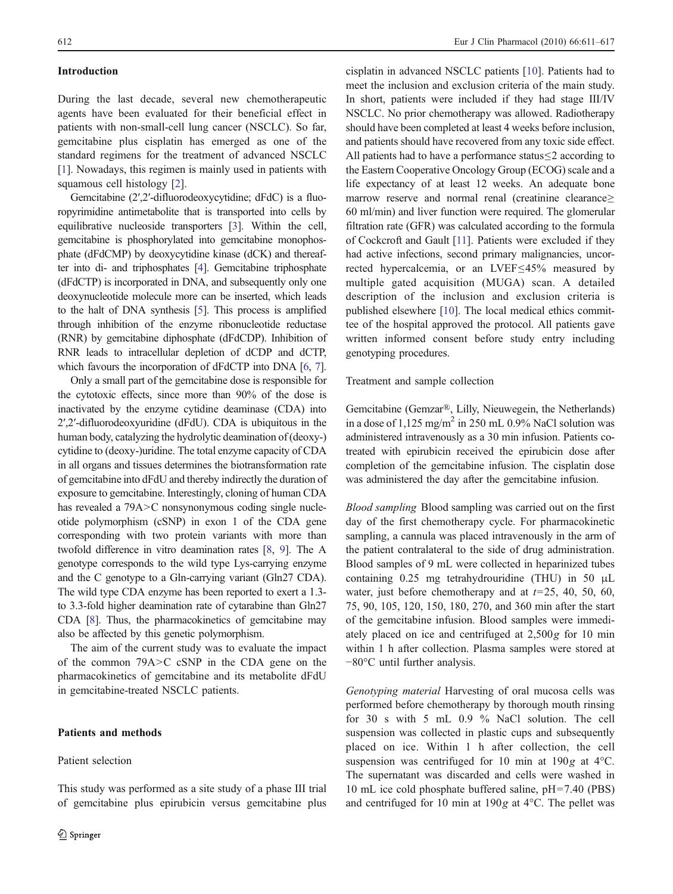## Introduction

During the last decade, several new chemotherapeutic agents have been evaluated for their beneficial effect in patients with non-small-cell lung cancer (NSCLC). So far, gemcitabine plus cisplatin has emerged as one of the standard regimens for the treatment of advanced NSCLC [1]. Nowadays, this regimen is mainly used in patients with squamous cell histology [2].

Gemcitabine (2′,2′-difluorodeoxycytidine; dFdC) is a fluoropyrimidine antimetabolite that is transported into cells by equilibrative nucleoside transporters [3]. Within the cell, gemcitabine is phosphorylated into gemcitabine monophosphate (dFdCMP) by deoxycytidine kinase (dCK) and thereafter into di- and triphosphates [4]. Gemcitabine triphosphate (dFdCTP) is incorporated in DNA, and subsequently only one deoxynucleotide molecule more can be inserted, which leads to the halt of DNA synthesis [5]. This process is amplified through inhibition of the enzyme ribonucleotide reductase (RNR) by gemcitabine diphosphate (dFdCDP). Inhibition of RNR leads to intracellular depletion of dCDP and dCTP, which favours the incorporation of dFdCTP into DNA [6, 7].

Only a small part of the gemcitabine dose is responsible for the cytotoxic effects, since more than 90% of the dose is inactivated by the enzyme cytidine deaminase (CDA) into 2′,2′-difluorodeoxyuridine (dFdU). CDA is ubiquitous in the human body, catalyzing the hydrolytic deamination of (deoxy-) cytidine to (deoxy-)uridine. The total enzyme capacity of CDA in all organs and tissues determines the biotransformation rate of gemcitabine into dFdU and thereby indirectly the duration of exposure to gemcitabine. Interestingly, cloning of human CDA has revealed a 79A>C nonsynonymous coding single nucleotide polymorphism (cSNP) in exon 1 of the CDA gene corresponding with two protein variants with more than twofold difference in vitro deamination rates [8, 9]. The A genotype corresponds to the wild type Lys-carrying enzyme and the C genotype to a Gln-carrying variant (Gln27 CDA). The wild type CDA enzyme has been reported to exert a 1.3- to 3.3-fold higher deamination rate of cytarabine than Gln27 CDA [8]. Thus, the pharmacokinetics of gemcitabine may also be affected by this genetic polymorphism.

The aim of the current study was to evaluate the impact of the common 79A>C cSNP in the CDA gene on the pharmacokinetics of gemcitabine and its metabolite dFdU in gemcitabine-treated NSCLC patients.

## Patients and methods

### Patient selection

This study was performed as a site study of a phase III trial of gemcitabine plus epirubicin versus gemcitabine plus cisplatin in advanced NSCLC patients [10]. Patients had to meet the inclusion and exclusion criteria of the main study. In short, patients were included if they had stage III/IV NSCLC. No prior chemotherapy was allowed. Radiotherapy should have been completed at least 4 weeks before inclusion, and patients should have recovered from any toxic side effect. All patients had to have a performance status≤2 according to the Eastern Cooperative Oncology Group (ECOG) scale and a life expectancy of at least 12 weeks. An adequate bone marrow reserve and normal renal (creatinine clearance≥ 60 ml/min) and liver function were required. The glomerular filtration rate (GFR) was calculated according to the formula of Cockcroft and Gault [11]. Patients were excluded if they had active infections, second primary malignancies, uncorrected hypercalcemia, or an LVEF≤45% measured by multiple gated acquisition (MUGA) scan. A detailed description of the inclusion and exclusion criteria is published elsewhere [10]. The local medical ethics committee of the hospital approved the protocol. All patients gave written informed consent before study entry including genotyping procedures.

### Treatment and sample collection

Gemcitabine (Gemzar®, Lilly, Nieuwegein, the Netherlands) in a dose of 1,125 mg/m$^2$ in 250 mL 0.9% NaCl solution was administered intravenously as a 30 min infusion. Patients co-treated with epirubicin received the epirubicin dose after completion of the gemcitabine infusion. The cisplatin dose was administered the day after the gemcitabine infusion.

*Blood sampling* Blood sampling was carried out on the first day of the first chemotherapy cycle. For pharmacokinetic sampling, a cannula was placed intravenously in the arm of the patient contralateral to the side of drug administration. Blood samples of 9 mL were collected in heparinized tubes containing 0.25 mg tetrahydrouridine (THU) in 50 μL water, just before chemotherapy and at $t$=25, 40, 50, 60, 75, 90, 105, 120, 150, 180, 270, and 360 min after the start of the gemcitabine infusion. Blood samples were immediately placed on ice and centrifuged at 2,500$g$ for 10 min within 1 h after collection. Plasma samples were stored at −80°C until further analysis.

*Genotyping material* Harvesting of oral mucosa cells was performed before chemotherapy by thorough mouth rinsing for 30 s with 5 mL 0.9 % NaCl solution. The cell suspension was collected in plastic cups and subsequently placed on ice. Within 1 h after collection, the cell suspension was centrifuged for 10 min at 190$g$ at 4°C. The supernatant was discarded and cells were washed in 10 mL ice cold phosphate buffered saline, pH=7.40 (PBS) and centrifuged for 10 min at 190$g$ at 4°C. The pellet was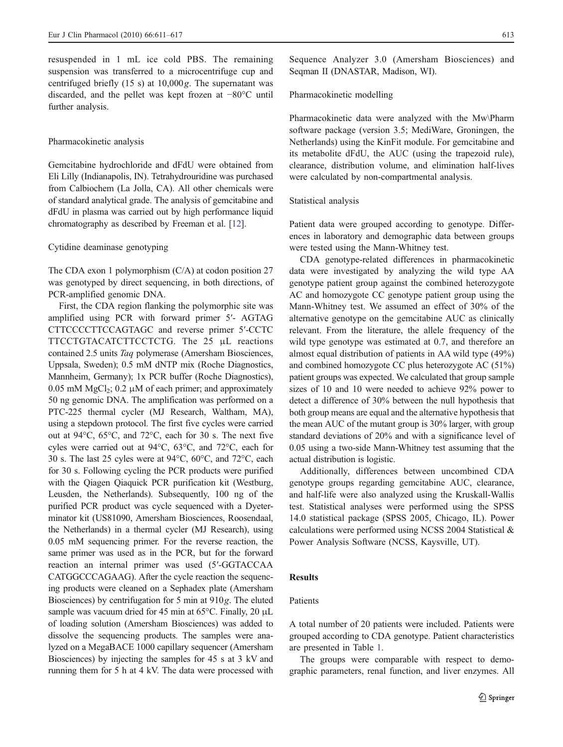resuspended in 1 mL ice cold PBS. The remaining suspension was transferred to a microcentrifuge cup and centrifuged briefly (15 s) at 10,000*g*. The supernatant was discarded, and the pellet was kept frozen at −80°C until further analysis.

### Pharmacokinetic analysis

Gemcitabine hydrochloride and dFdU were obtained from Eli Lilly (Indianapolis, IN). Tetrahydrouridine was purchased from Calbiochem (La Jolla, CA). All other chemicals were of standard analytical grade. The analysis of gemcitabine and dFdU in plasma was carried out by high performance liquid chromatography as described by Freeman et al. [12].

### Cytidine deaminase genotyping

The CDA exon 1 polymorphism (C/A) at codon position 27 was genotyped by direct sequencing, in both directions, of PCR-amplified genomic DNA.

First, the CDA region flanking the polymorphic site was amplified using PCR with forward primer 5′- AGTAG CTTCCCCTTCCAGTAGC and reverse primer 5′-CCTC TTCCTGTACATCTTCCTCTG. The 25 μL reactions contained 2.5 units *Taq* polymerase (Amersham Biosciences, Uppsala, Sweden); 0.5 mM dNTP mix (Roche Diagnostics, Mannheim, Germany); 1x PCR buffer (Roche Diagnostics), 0.05 mM $MgCl_2$; 0.2 μM of each primer; and approximately 50 ng genomic DNA. The amplification was performed on a PTC-225 thermal cycler (MJ Research, Waltham, MA), using a stepdown protocol. The first five cycles were carried out at 94°C, 65°C, and 72°C, each for 30 s. The next five cyles were carried out at 94°C, 63°C, and 72°C, each for 30 s. The last 25 cyles were at 94°C, 60°C, and 72°C, each for 30 s. Following cycling the PCR products were purified with the Qiagen Qiaquick PCR purification kit (Westburg, Leusden, the Netherlands). Subsequently, 100 ng of the purified PCR product was cycle sequenced with a Dyeterminator kit (US81090, Amersham Biosciences, Roosendaal, the Netherlands) in a thermal cycler (MJ Research), using 0.05 mM sequencing primer. For the reverse reaction, the same primer was used as in the PCR, but for the forward reaction an internal primer was used (5′-GGTACCAA CATGGCCCAGAAG). After the cycle reaction the sequencing products were cleaned on a Sephadex plate (Amersham Biosciences) by centrifugation for 5 min at 910*g*. The eluted sample was vacuum dried for 45 min at 65°C. Finally, 20 μL of loading solution (Amersham Biosciences) was added to dissolve the sequencing products. The samples were analyzed on a MegaBACE 1000 capillary sequencer (Amersham Biosciences) by injecting the samples for 45 s at 3 kV and running them for 5 h at 4 kV. The data were processed with Sequence Analyzer 3.0 (Amersham Biosciences) and Seqman II (DNASTAR, Madison, WI).

### Pharmacokinetic modelling

Pharmacokinetic data were analyzed with the Mw\Pharm software package (version 3.5; MediWare, Groningen, the Netherlands) using the KinFit module. For gemcitabine and its metabolite dFdU, the AUC (using the trapezoid rule), clearance, distribution volume, and elimination half-lives were calculated by non-compartmental analysis.

### Statistical analysis

Patient data were grouped according to genotype. Differences in laboratory and demographic data between groups were tested using the Mann-Whitney test.

CDA genotype-related differences in pharmacokinetic data were investigated by analyzing the wild type AA genotype patient group against the combined heterozygote AC and homozygote CC genotype patient group using the Mann-Whitney test. We assumed an effect of 30% of the alternative genotype on the gemcitabine AUC as clinically relevant. From the literature, the allele frequency of the wild type genotype was estimated at 0.7, and therefore an almost equal distribution of patients in AA wild type (49%) and combined homozygote CC plus heterozygote AC (51%) patient groups was expected. We calculated that group sample sizes of 10 and 10 were needed to achieve 92% power to detect a difference of 30% between the null hypothesis that both group means are equal and the alternative hypothesis that the mean AUC of the mutant group is 30% larger, with group standard deviations of 20% and with a significance level of 0.05 using a two-side Mann-Whitney test assuming that the actual distribution is logistic.

Additionally, differences between uncombined CDA genotype groups regarding gemcitabine AUC, clearance, and half-life were also analyzed using the Kruskall-Wallis test. Statistical analyses were performed using the SPSS 14.0 statistical package (SPSS 2005, Chicago, IL). Power calculations were performed using NCSS 2004 Statistical & Power Analysis Software (NCSS, Kaysville, UT).

## Results

### Patients

A total number of 20 patients were included. Patients were grouped according to CDA genotype. Patient characteristics are presented in Table 1.

The groups were comparable with respect to demographic parameters, renal function, and liver enzymes. All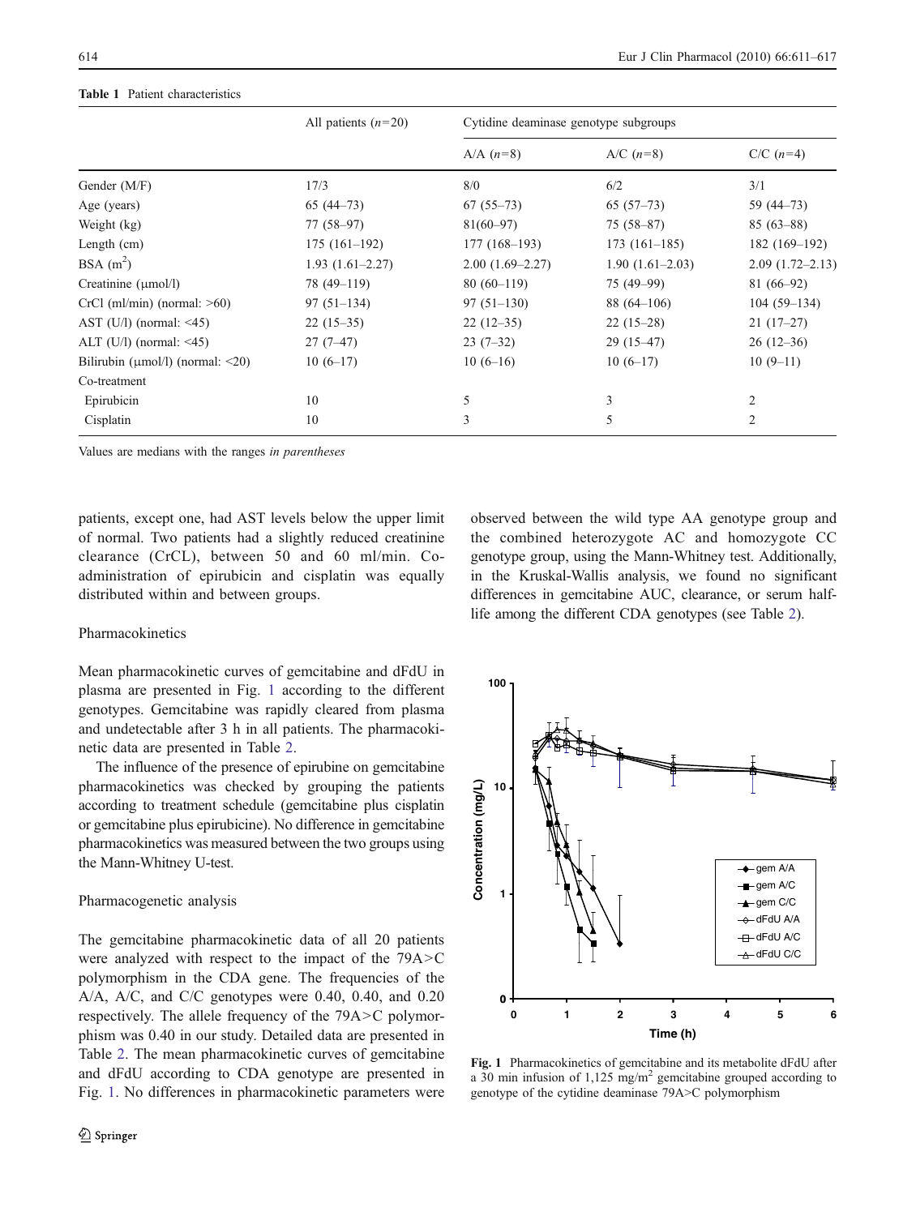**Table 1** Patient characteristics

| | All patients ($n$=20) | Cytidine deaminase genotype subgroups | | |
|---|---|---|---|---|
| | | A/A ($n$=8) | A/C ($n$=8) | C/C ($n$=4) |
| Gender (M/F) | 17/3 | 8/0 | 6/2 | 3/1 |
| Age (years) | 65 (44–73) | 67 (55–73) | 65 (57–73) | 59 (44–73) |
| Weight (kg) | 77 (58–97) | 81(60–97) | 75 (58–87) | 85 (63–88) |
| Length (cm) | 175 (161–192) | 177 (168–193) | 173 (161–185) | 182 (169–192) |
| BSA ($m^2$) | 1.93 (1.61–2.27) | 2.00 (1.69–2.27) | 1.90 (1.61–2.03) | 2.09 (1.72–2.13) |
| Creatinine (μmol/l) | 78 (49–119) | 80 (60–119) | 75 (49–99) | 81 (66–92) |
| CrCl (ml/min) (normal: >60) | 97 (51–134) | 97 (51–130) | 88 (64–106) | 104 (59–134) |
| AST (U/l) (normal: <45) | 22 (15–35) | 22 (12–35) | 22 (15–28) | 21 (17–27) |
| ALT (U/l) (normal: <45) | 27 (7–47) | 23 (7–32) | 29 (15–47) | 26 (12–36) |
| Bilirubin (μmol/l) (normal: <20) | 10 (6–17) | 10 (6–16) | 10 (6–17) | 10 (9–11) |
| Co-treatment | | | | |
| Epirubicin | 10 | 5 | 3 | 2 |
| Cisplatin | 10 | 3 | 5 | 2 |

Values are medians with the ranges *in parentheses*

patients, except one, had AST levels below the upper limit of normal. Two patients had a slightly reduced creatinine clearance (CrCL), between 50 and 60 ml/min. Co-administration of epirubicin and cisplatin was equally distributed within and between groups.

Pharmacokinetics

Mean pharmacokinetic curves of gemcitabine and dFdU in plasma are presented in Fig. 1 according to the different genotypes. Gemcitabine was rapidly cleared from plasma and undetectable after 3 h in all patients. The pharmacokinetic data are presented in Table 2.

The influence of the presence of epirubine on gemcitabine pharmacokinetics was checked by grouping the patients according to treatment schedule (gemcitabine plus cisplatin or gemcitabine plus epirubicine). No difference in gemcitabine pharmacokinetics was measured between the two groups using the Mann-Whitney U-test.

Pharmacogenetic analysis

The gemcitabine pharmacokinetic data of all 20 patients were analyzed with respect to the impact of the 79A>C polymorphism in the CDA gene. The frequencies of the A/A, A/C, and C/C genotypes were 0.40, 0.40, and 0.20 respectively. The allele frequency of the 79A>C polymorphism was 0.40 in our study. Detailed data are presented in Table 2. The mean pharmacokinetic curves of gemcitabine and dFdU according to CDA genotype are presented in Fig. 1. No differences in pharmacokinetic parameters were observed between the wild type AA genotype group and the combined heterozygote AC and homozygote CC genotype group, using the Mann-Whitney test. Additionally, in the Kruskal-Wallis analysis, we found no significant differences in gemcitabine AUC, clearance, or serum half-life among the different CDA genotypes (see Table 2).

**Fig. 1** Pharmacokinetics of gemcitabine and its metabolite dFdU after a 30 min infusion of 1,125 mg/$m^2$ gemcitabine grouped according to genotype of the cytidine deaminase 79A>C polymorphism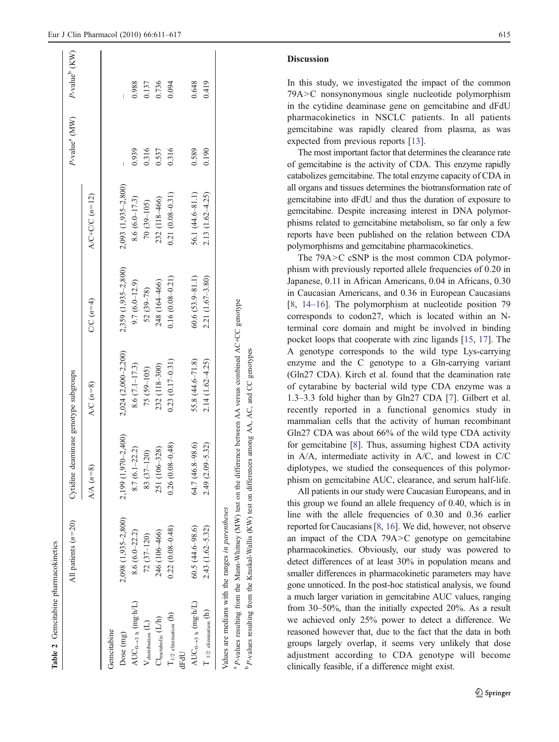**Table 2** Gemcitabine pharmacokinetics

| | All patients (n=20) | Cytidine deaminase genotype subgroups | | | | P-value[a] (MW) | P-value[b] (KW) |
|---|---|---|---|---|---|---|---|
| | | A/A (n=8) | A/C (n=8) | C/C (n=4) | A/C+C/C (n=12) | | |
| Gemcitabine | | | | | | | |
| Dose (mg) | 2,098 (1,935–2,800) | 2,199 (1,970–2,400) | 2,024 (2,000–2,200) | 2,359 (1,935–2,800) | 2,093 (1,935–2,800) | – | – |
| $AUC_{0\rightarrow 3\ h}$ (mg·h/L) | 8.6 (6.0–22.2) | 8.7 (6.1–22.2) | 8.6 (7.1–17.3) | 9.7 (6.0–12.9) | 8.6 (6.0–17.3) | 0.939 | 0.988 |
| $V_{distribution}$ (L) | 72 (37–120) | 83 (37–120) | 75 (59–105) | 52 (39–78) | 70 (39–105) | 0.316 | 0.137 |
| $Cl_{metabolic}$ (L/h) | 246 (106–466) | 251 (106–328) | 232 (118–300) | 248 (164–466) | 232 (118–466) | 0.537 | 0.736 |
| $T_{1/2\ elimination}$ (h) | 0.22 (0.08–0.48) | 0.26 (0.08–0.48) | 0.23 (0.17–0.31) | 0.16 (0.08–0.21) | 0.21 (0.08–0.31) | 0.316 | 0.094 |
| dFdU | | | | | | | |
| $AUC_{0\rightarrow 3\ h}$ (mg·h/L) | 60.5 (44.6–98.6) | 64.7 (46.8–98.6) | 55.8 (44.6–71.8) | 60.6 (53.9–81.1) | 56.1 (44.6–81.1) | 0.589 | 0.648 |
| $T_{1/2\ elimination}$ (h) | 2.43 (1.62–5.32) | 2.49 (2.09–5.32) | 2.14 (1.62–4.25) | 2.21 (1.67–3.80) | 2.13 (1.62–4.25) | 0.190 | 0.419 |

Values are medians with the ranges *in parentheses*

[a] *P*-values resulting from the Mann-Whitney (MW) test on the difference between AA versus combined AC+CC genotype

[b] *P*-values resulting from the Kruskal-Wallis (KW) test on differences among AA, AC, and CC genotypes

## Discussion

In this study, we investigated the impact of the common 79A>C nonsynonymous single nucleotide polymorphism in the cytidine deaminase gene on gemcitabine and dFdU pharmacokinetics in NSCLC patients. In all patients gemcitabine was rapidly cleared from plasma, as was expected from previous reports [13].

The most important factor that determines the clearance rate of gemcitabine is the activity of CDA. This enzyme rapidly catabolizes gemcitabine. The total enzyme capacity of CDA in all organs and tissues determines the biotransformation rate of gemcitabine into dFdU and thus the duration of exposure to gemcitabine. Despite increasing interest in DNA polymorphisms related to gemcitabine metabolism, so far only a few reports have been published on the relation between CDA polymorphisms and gemcitabine pharmacokinetics.

The 79A>C cSNP is the most common CDA polymorphism with previously reported allele frequencies of 0.20 in Japanese, 0.11 in African Americans, 0.04 in Africans, 0.30 in Caucasian Americans, and 0.36 in European Caucasians [8, 14–16]. The polymorphism at nucleotide position 79 corresponds to codon27, which is located within an N-terminal core domain and might be involved in binding pocket loops that cooperate with zinc ligands [15, 17]. The A genotype corresponds to the wild type Lys-carrying enzyme and the C genotype to a Gln-carrying variant (Gln27 CDA). Kirch et al. found that the deamination rate of cytarabine by bacterial wild type CDA enzyme was a 1.3–3.3 fold higher than by Gln27 CDA [7]. Gilbert et al. recently reported in a functional genomics study in mammalian cells that the activity of human recombinant Gln27 CDA was about 66% of the wild type CDA activity for gemcitabine [8]. Thus, assuming highest CDA activity in A/A, intermediate activity in A/C, and lowest in C/C diplotypes, we studied the consequences of this polymorphism on gemcitabine AUC, clearance, and serum half-life.

All patients in our study were Caucasian Europeans, and in this group we found an allele frequency of 0.40, which is in line with the allele frequencies of 0.30 and 0.36 earlier reported for Caucasians [8, 16]. We did, however, not observe an impact of the CDA 79A>C genotype on gemcitabine pharmacokinetics. Obviously, our study was powered to detect differences of at least 30% in population means and smaller differences in pharmacokinetic parameters may have gone unnoticed. In the post-hoc statistical analysis, we found a much larger variation in gemcitabine AUC values, ranging from 30–50%, than the initially expected 20%. As a result we achieved only 25% power to detect a difference. We reasoned however that, due to the fact that the data in both groups largely overlap, it seems very unlikely that dose adjustment according to CDA genotype will become clinically feasible, if a difference might exist.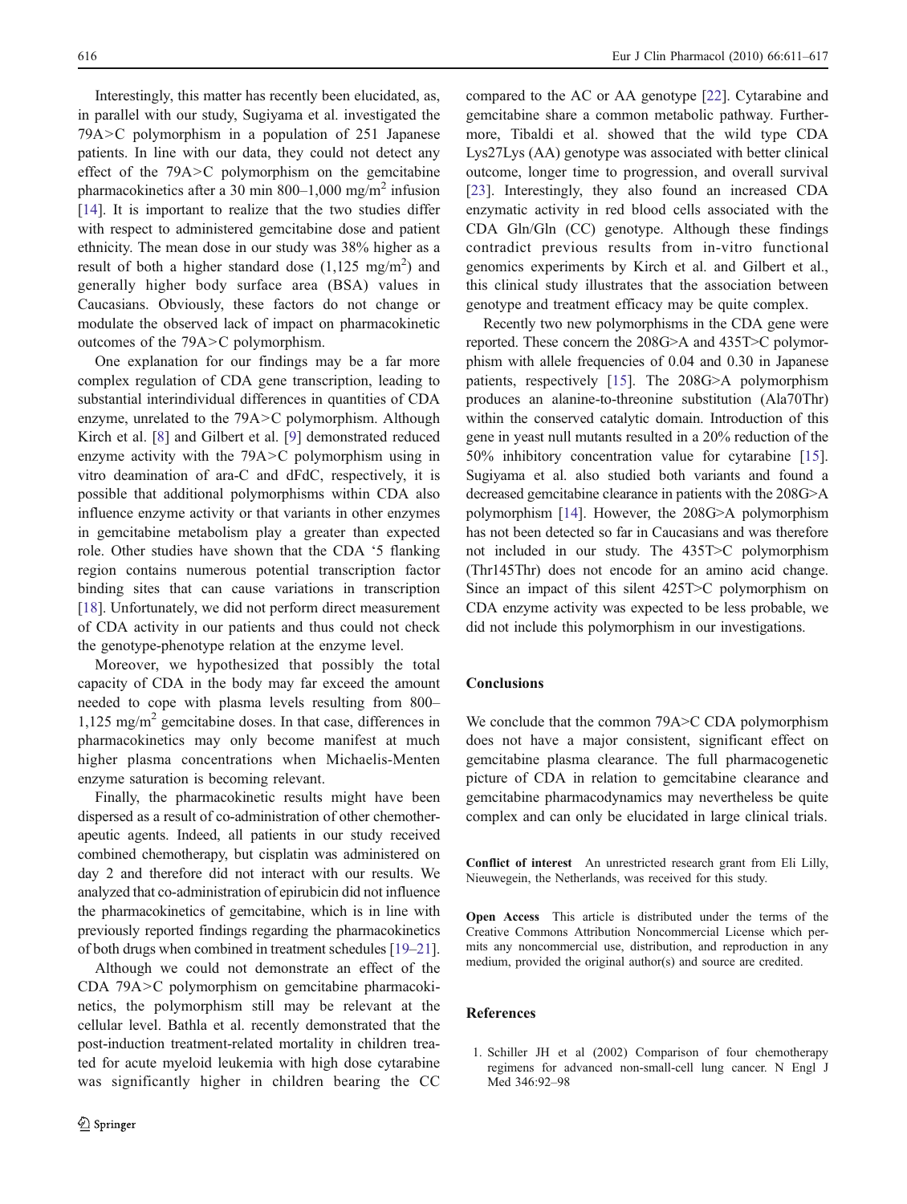Interestingly, this matter has recently been elucidated, as, in parallel with our study, Sugiyama et al. investigated the 79A>C polymorphism in a population of 251 Japanese patients. In line with our data, they could not detect any effect of the 79A>C polymorphism on the gemcitabine pharmacokinetics after a 30 min 800–1,000 mg/m$^2$ infusion [14]. It is important to realize that the two studies differ with respect to administered gemcitabine dose and patient ethnicity. The mean dose in our study was 38% higher as a result of both a higher standard dose (1,125 mg/m$^2$) and generally higher body surface area (BSA) values in Caucasians. Obviously, these factors do not change or modulate the observed lack of impact on pharmacokinetic outcomes of the 79A>C polymorphism.

One explanation for our findings may be a far more complex regulation of CDA gene transcription, leading to substantial interindividual differences in quantities of CDA enzyme, unrelated to the 79A>C polymorphism. Although Kirch et al. [8] and Gilbert et al. [9] demonstrated reduced enzyme activity with the 79A>C polymorphism using in vitro deamination of ara-C and dFdC, respectively, it is possible that additional polymorphisms within CDA also influence enzyme activity or that variants in other enzymes in gemcitabine metabolism play a greater than expected role. Other studies have shown that the CDA '5 flanking region contains numerous potential transcription factor binding sites that can cause variations in transcription [18]. Unfortunately, we did not perform direct measurement of CDA activity in our patients and thus could not check the genotype-phenotype relation at the enzyme level.

Moreover, we hypothesized that possibly the total capacity of CDA in the body may far exceed the amount needed to cope with plasma levels resulting from 800–1,125 mg/m$^2$ gemcitabine doses. In that case, differences in pharmacokinetics may only become manifest at much higher plasma concentrations when Michaelis-Menten enzyme saturation is becoming relevant.

Finally, the pharmacokinetic results might have been dispersed as a result of co-administration of other chemotherapeutic agents. Indeed, all patients in our study received combined chemotherapy, but cisplatin was administered on day 2 and therefore did not interact with our results. We analyzed that co-administration of epirubicin did not influence the pharmacokinetics of gemcitabine, which is in line with previously reported findings regarding the pharmacokinetics of both drugs when combined in treatment schedules [19–21].

Although we could not demonstrate an effect of the CDA 79A>C polymorphism on gemcitabine pharmacokinetics, the polymorphism still may be relevant at the cellular level. Bathla et al. recently demonstrated that the post-induction treatment-related mortality in children treated for acute myeloid leukemia with high dose cytarabine was significantly higher in children bearing the CC compared to the AC or AA genotype [22]. Cytarabine and gemcitabine share a common metabolic pathway. Furthermore, Tibaldi et al. showed that the wild type CDA Lys27Lys (AA) genotype was associated with better clinical outcome, longer time to progression, and overall survival [23]. Interestingly, they also found an increased CDA enzymatic activity in red blood cells associated with the CDA Gln/Gln (CC) genotype. Although these findings contradict previous results from in-vitro functional genomics experiments by Kirch et al. and Gilbert et al., this clinical study illustrates that the association between genotype and treatment efficacy may be quite complex.

Recently two new polymorphisms in the CDA gene were reported. These concern the 208G>A and 435T>C polymorphism with allele frequencies of 0.04 and 0.30 in Japanese patients, respectively [15]. The 208G>A polymorphism produces an alanine-to-threonine substitution (Ala70Thr) within the conserved catalytic domain. Introduction of this gene in yeast null mutants resulted in a 20% reduction of the 50% inhibitory concentration value for cytarabine [15]. Sugiyama et al. also studied both variants and found a decreased gemcitabine clearance in patients with the 208G>A polymorphism [14]. However, the 208G>A polymorphism has not been detected so far in Caucasians and was therefore not included in our study. The 435T>C polymorphism (Thr145Thr) does not encode for an amino acid change. Since an impact of this silent 425T>C polymorphism on CDA enzyme activity was expected to be less probable, we did not include this polymorphism in our investigations.

## Conclusions

We conclude that the common 79A>C CDA polymorphism does not have a major consistent, significant effect on gemcitabine plasma clearance. The full pharmacogenetic picture of CDA in relation to gemcitabine clearance and gemcitabine pharmacodynamics may nevertheless be quite complex and can only be elucidated in large clinical trials.

**Conflict of interest** An unrestricted research grant from Eli Lilly, Nieuwegein, the Netherlands, was received for this study.

**Open Access** This article is distributed under the terms of the Creative Commons Attribution Noncommercial License which permits any noncommercial use, distribution, and reproduction in any medium, provided the original author(s) and source are credited.

## References

1. Schiller JH et al (2002) Comparison of four chemotherapy regimens for advanced non-small-cell lung cancer. N Engl J Med 346:92–98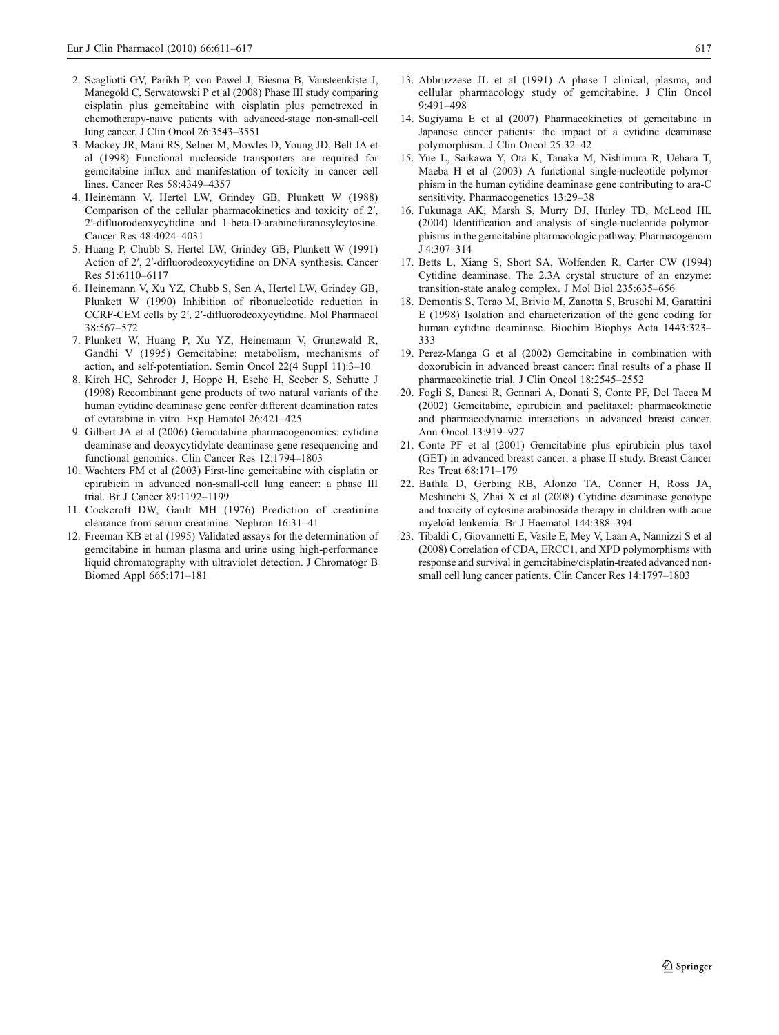2. Scagliotti GV, Parikh P, von Pawel J, Biesma B, Vansteenkiste J, Manegold C, Serwatowski P et al (2008) Phase III study comparing cisplatin plus gemcitabine with cisplatin plus pemetrexed in chemotherapy-naive patients with advanced-stage non-small-cell lung cancer. J Clin Oncol 26:3543–3551
3. Mackey JR, Mani RS, Selner M, Mowles D, Young JD, Belt JA et al (1998) Functional nucleoside transporters are required for gemcitabine influx and manifestation of toxicity in cancer cell lines. Cancer Res 58:4349–4357
4. Heinemann V, Hertel LW, Grindey GB, Plunkett W (1988) Comparison of the cellular pharmacokinetics and toxicity of 2′, 2′-difluorodeoxycytidine and 1-beta-D-arabinofuranosylcytosine. Cancer Res 48:4024–4031
5. Huang P, Chubb S, Hertel LW, Grindey GB, Plunkett W (1991) Action of 2′, 2′-difluorodeoxycytidine on DNA synthesis. Cancer Res 51:6110–6117
6. Heinemann V, Xu YZ, Chubb S, Sen A, Hertel LW, Grindey GB, Plunkett W (1990) Inhibition of ribonucleotide reduction in CCRF-CEM cells by 2′, 2′-difluorodeoxycytidine. Mol Pharmacol 38:567–572
7. Plunkett W, Huang P, Xu YZ, Heinemann V, Grunewald R, Gandhi V (1995) Gemcitabine: metabolism, mechanisms of action, and self-potentiation. Semin Oncol 22(4 Suppl 11):3–10
8. Kirch HC, Schroder J, Hoppe H, Esche H, Seeber S, Schutte J (1998) Recombinant gene products of two natural variants of the human cytidine deaminase gene confer different deamination rates of cytarabine in vitro. Exp Hematol 26:421–425
9. Gilbert JA et al (2006) Gemcitabine pharmacogenomics: cytidine deaminase and deoxycytidylate deaminase gene resequencing and functional genomics. Clin Cancer Res 12:1794–1803
10. Wachters FM et al (2003) First-line gemcitabine with cisplatin or epirubicin in advanced non-small-cell lung cancer: a phase III trial. Br J Cancer 89:1192–1199
11. Cockcroft DW, Gault MH (1976) Prediction of creatinine clearance from serum creatinine. Nephron 16:31–41
12. Freeman KB et al (1995) Validated assays for the determination of gemcitabine in human plasma and urine using high-performance liquid chromatography with ultraviolet detection. J Chromatogr B Biomed Appl 665:171–181
13. Abbruzzese JL et al (1991) A phase I clinical, plasma, and cellular pharmacology study of gemcitabine. J Clin Oncol 9:491–498
14. Sugiyama E et al (2007) Pharmacokinetics of gemcitabine in Japanese cancer patients: the impact of a cytidine deaminase polymorphism. J Clin Oncol 25:32–42
15. Yue L, Saikawa Y, Ota K, Tanaka M, Nishimura R, Uehara T, Maeba H et al (2003) A functional single-nucleotide polymorphism in the human cytidine deaminase gene contributing to ara-C sensitivity. Pharmacogenetics 13:29–38
16. Fukunaga AK, Marsh S, Murry DJ, Hurley TD, McLeod HL (2004) Identification and analysis of single-nucleotide polymorphisms in the gemcitabine pharmacologic pathway. Pharmacogenom J 4:307–314
17. Betts L, Xiang S, Short SA, Wolfenden R, Carter CW (1994) Cytidine deaminase. The 2.3A crystal structure of an enzyme: transition-state analog complex. J Mol Biol 235:635–656
18. Demontis S, Terao M, Brivio M, Zanotta S, Bruschi M, Garattini E (1998) Isolation and characterization of the gene coding for human cytidine deaminase. Biochim Biophys Acta 1443:323–333
19. Perez-Manga G et al (2002) Gemcitabine in combination with doxorubicin in advanced breast cancer: final results of a phase II pharmacokinetic trial. J Clin Oncol 18:2545–2552
20. Fogli S, Danesi R, Gennari A, Donati S, Conte PF, Del Tacca M (2002) Gemcitabine, epirubicin and paclitaxel: pharmacokinetic and pharmacodynamic interactions in advanced breast cancer. Ann Oncol 13:919–927
21. Conte PF et al (2001) Gemcitabine plus epirubicin plus taxol (GET) in advanced breast cancer: a phase II study. Breast Cancer Res Treat 68:171–179
22. Bathla D, Gerbing RB, Alonzo TA, Conner H, Ross JA, Meshinchi S, Zhai X et al (2008) Cytidine deaminase genotype and toxicity of cytosine arabinoside therapy in children with acue myeloid leukemia. Br J Haematol 144:388–394
23. Tibaldi C, Giovannetti E, Vasile E, Mey V, Laan A, Nannizzi S et al (2008) Correlation of CDA, ERCC1, and XPD polymorphisms with response and survival in gemcitabine/cisplatin-treated advanced non-small cell lung cancer patients. Clin Cancer Res 14:1797–1803